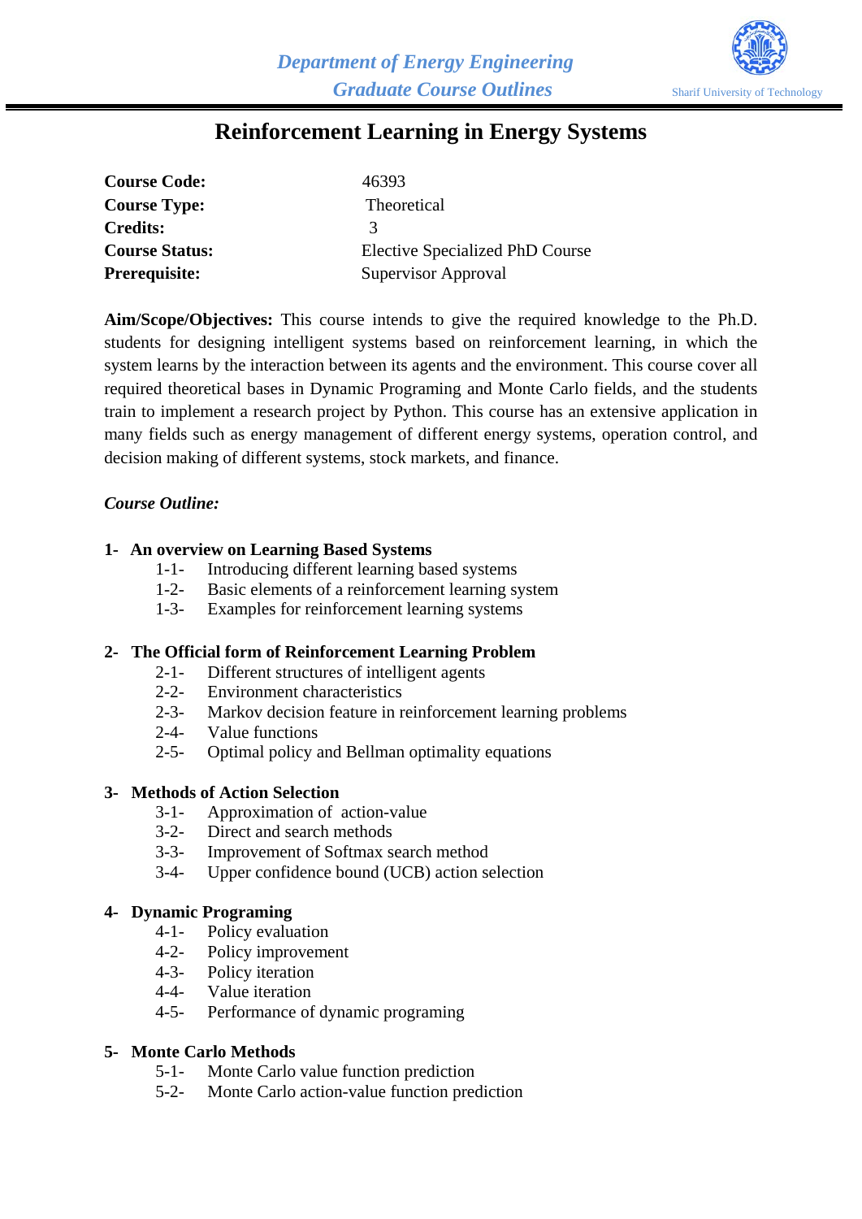*Department of Energy Engineering*
*Graduate Course Outlines*

Sharif University of Technology

# Reinforcement Learning in Energy Systems

| | |
|---|---|
| **Course Code:** | 46393 |
| **Course Type:** | Theoretical |
| **Credits:** | 3 |
| **Course Status:** | Elective Specialized PhD Course |
| **Prerequisite:** | Supervisor Approval |

**Aim/Scope/Objectives:** This course intends to give the required knowledge to the Ph.D. students for designing intelligent systems based on reinforcement learning, in which the system learns by the interaction between its agents and the environment. This course cover all required theoretical bases in Dynamic Programing and Monte Carlo fields, and the students train to implement a research project by Python. This course has an extensive application in many fields such as energy management of different energy systems, operation control, and decision making of different systems, stock markets, and finance.

*Course Outline:*

**1- An overview on Learning Based Systems**
- 1-1- Introducing different learning based systems
- 1-2- Basic elements of a reinforcement learning system
- 1-3- Examples for reinforcement learning systems

**2- The Official form of Reinforcement Learning Problem**
- 2-1- Different structures of intelligent agents
- 2-2- Environment characteristics
- 2-3- Markov decision feature in reinforcement learning problems
- 2-4- Value functions
- 2-5- Optimal policy and Bellman optimality equations

**3- Methods of Action Selection**
- 3-1- Approximation of action-value
- 3-2- Direct and search methods
- 3-3- Improvement of Softmax search method
- 3-4- Upper confidence bound (UCB) action selection

**4- Dynamic Programing**
- 4-1- Policy evaluation
- 4-2- Policy improvement
- 4-3- Policy iteration
- 4-4- Value iteration
- 4-5- Performance of dynamic programing

**5- Monte Carlo Methods**
- 5-1- Monte Carlo value function prediction
- 5-2- Monte Carlo action-value function prediction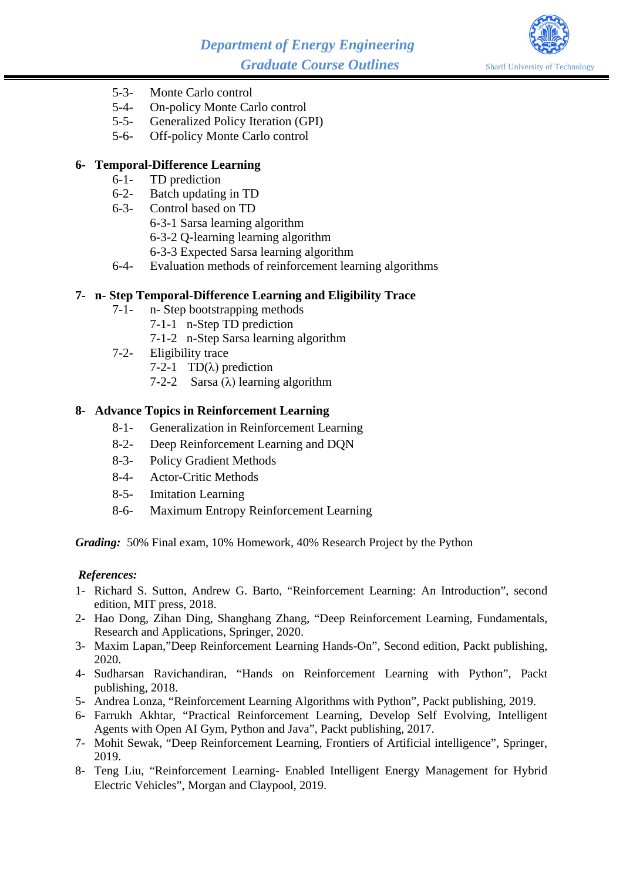- 5-3- Monte Carlo control
- 5-4- On-policy Monte Carlo control
- 5-5- Generalized Policy Iteration (GPI)
- 5-6- Off-policy Monte Carlo control

**6- Temporal-Difference Learning**

- 6-1- TD prediction
- 6-2- Batch updating in TD
- 6-3- Control based on TD
  - 6-3-1 Sarsa learning algorithm
  - 6-3-2 Q-learning learning algorithm
  - 6-3-3 Expected Sarsa learning algorithm
- 6-4- Evaluation methods of reinforcement learning algorithms

**7- n- Step Temporal-Difference Learning and Eligibility Trace**

- 7-1- n- Step bootstrapping methods
  - 7-1-1 n-Step TD prediction
  - 7-1-2 n-Step Sarsa learning algorithm
- 7-2- Eligibility trace
  - 7-2-1 TD($\lambda$) prediction
  - 7-2-2 Sarsa ($\lambda$) learning algorithm

**8- Advance Topics in Reinforcement Learning**

- 8-1- Generalization in Reinforcement Learning
- 8-2- Deep Reinforcement Learning and DQN
- 8-3- Policy Gradient Methods
- 8-4- Actor-Critic Methods
- 8-5- Imitation Learning
- 8-6- Maximum Entropy Reinforcement Learning

***Grading:*** 50% Final exam, 10% Homework, 40% Research Project by the Python

***References:***

1- Richard S. Sutton, Andrew G. Barto, "Reinforcement Learning: An Introduction", second edition, MIT press, 2018.
2- Hao Dong, Zihan Ding, Shanghang Zhang, "Deep Reinforcement Learning, Fundamentals, Research and Applications, Springer, 2020.
3- Maxim Lapan,"Deep Reinforcement Learning Hands-On", Second edition, Packt publishing, 2020.
4- Sudharsan Ravichandiran, "Hands on Reinforcement Learning with Python", Packt publishing, 2018.
5- Andrea Lonza, "Reinforcement Learning Algorithms with Python", Packt publishing, 2019.
6- Farrukh Akhtar, "Practical Reinforcement Learning, Develop Self Evolving, Intelligent Agents with Open AI Gym, Python and Java", Packt publishing, 2017.
7- Mohit Sewak, "Deep Reinforcement Learning, Frontiers of Artificial intelligence", Springer, 2019.
8- Teng Liu, "Reinforcement Learning- Enabled Intelligent Energy Management for Hybrid Electric Vehicles", Morgan and Claypool, 2019.